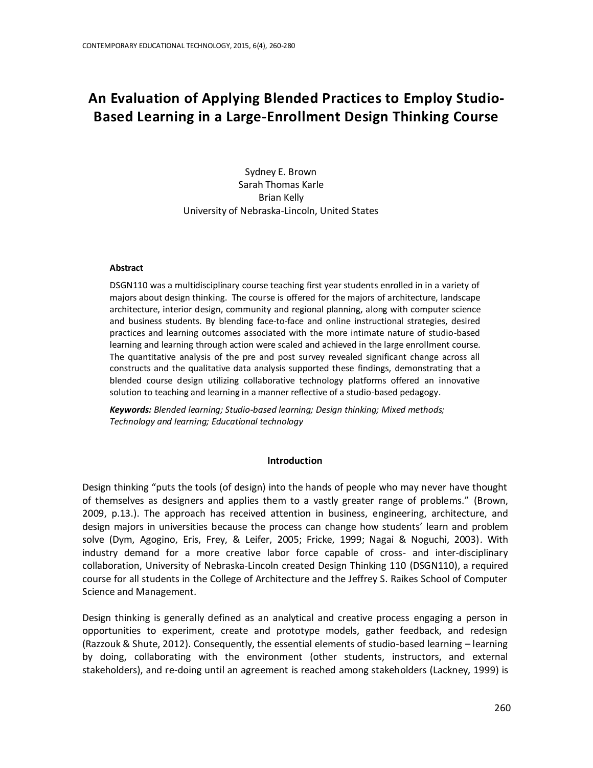# An Evaluation of Applying Blended Practices to Employ Studio-Based Learning in a Large-Enrollment Design Thinking Course

Sydney E. Brown
Sarah Thomas Karle
Brian Kelly
University of Nebraska-Lincoln, United States

### Abstract

DSGN110 was a multidisciplinary course teaching first year students enrolled in in a variety of majors about design thinking. The course is offered for the majors of architecture, landscape architecture, interior design, community and regional planning, along with computer science and business students. By blending face-to-face and online instructional strategies, desired practices and learning outcomes associated with the more intimate nature of studio-based learning and learning through action were scaled and achieved in the large enrollment course. The quantitative analysis of the pre and post survey revealed significant change across all constructs and the qualitative data analysis supported these findings, demonstrating that a blended course design utilizing collaborative technology platforms offered an innovative solution to teaching and learning in a manner reflective of a studio-based pedagogy.

***Keywords:*** *Blended learning; Studio-based learning; Design thinking; Mixed methods; Technology and learning; Educational technology*

## Introduction

Design thinking "puts the tools (of design) into the hands of people who may never have thought of themselves as designers and applies them to a vastly greater range of problems." (Brown, 2009, p.13.). The approach has received attention in business, engineering, architecture, and design majors in universities because the process can change how students' learn and problem solve (Dym, Agogino, Eris, Frey, & Leifer, 2005; Fricke, 1999; Nagai & Noguchi, 2003). With industry demand for a more creative labor force capable of cross- and inter-disciplinary collaboration, University of Nebraska-Lincoln created Design Thinking 110 (DSGN110), a required course for all students in the College of Architecture and the Jeffrey S. Raikes School of Computer Science and Management.

Design thinking is generally defined as an analytical and creative process engaging a person in opportunities to experiment, create and prototype models, gather feedback, and redesign (Razzouk & Shute, 2012). Consequently, the essential elements of studio-based learning – learning by doing, collaborating with the environment (other students, instructors, and external stakeholders), and re-doing until an agreement is reached among stakeholders (Lackney, 1999) is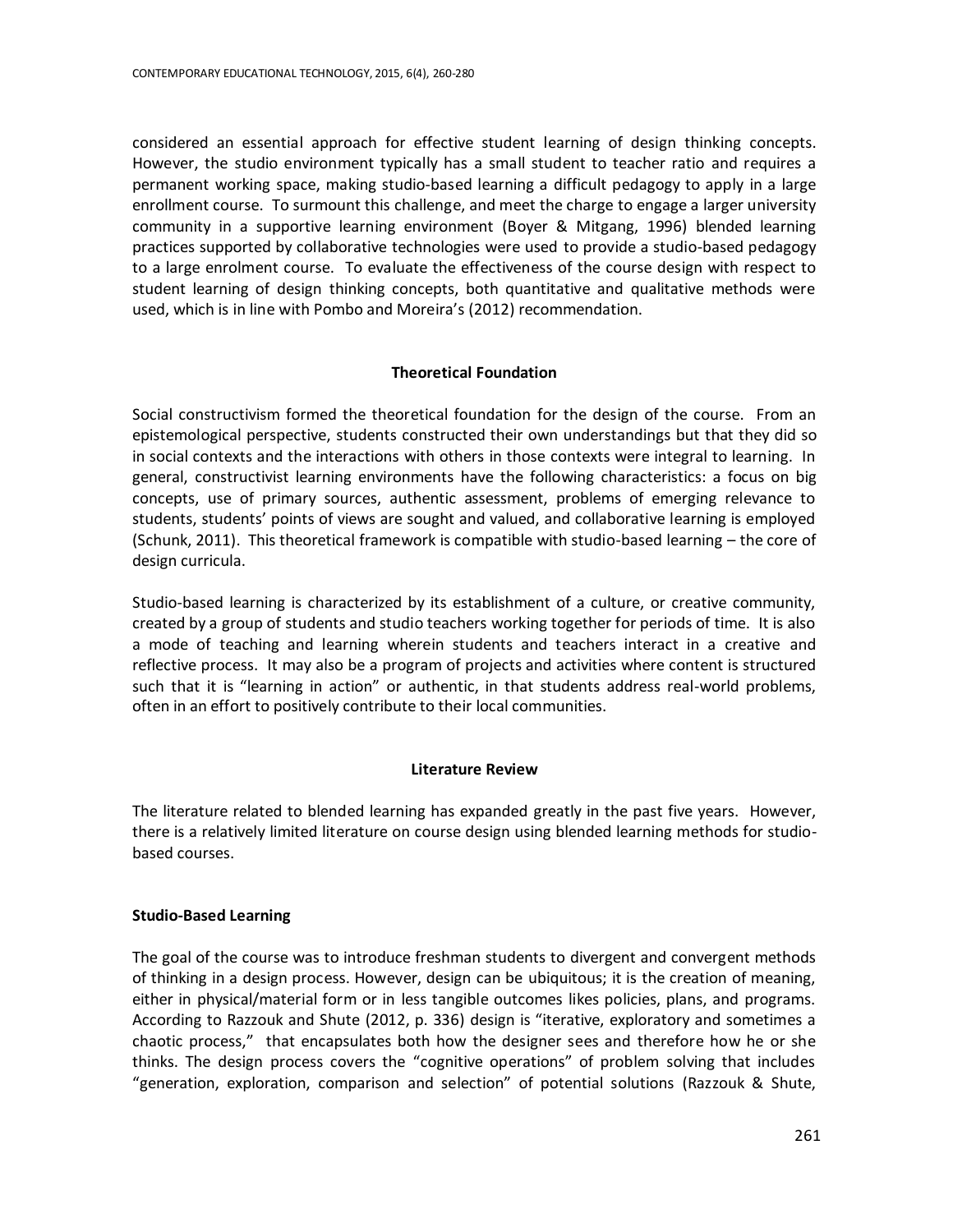considered an essential approach for effective student learning of design thinking concepts. However, the studio environment typically has a small student to teacher ratio and requires a permanent working space, making studio-based learning a difficult pedagogy to apply in a large enrollment course. To surmount this challenge, and meet the charge to engage a larger university community in a supportive learning environment (Boyer & Mitgang, 1996) blended learning practices supported by collaborative technologies were used to provide a studio-based pedagogy to a large enrolment course. To evaluate the effectiveness of the course design with respect to student learning of design thinking concepts, both quantitative and qualitative methods were used, which is in line with Pombo and Moreira's (2012) recommendation.

## Theoretical Foundation

Social constructivism formed the theoretical foundation for the design of the course. From an epistemological perspective, students constructed their own understandings but that they did so in social contexts and the interactions with others in those contexts were integral to learning. In general, constructivist learning environments have the following characteristics: a focus on big concepts, use of primary sources, authentic assessment, problems of emerging relevance to students, students' points of views are sought and valued, and collaborative learning is employed (Schunk, 2011). This theoretical framework is compatible with studio-based learning – the core of design curricula.

Studio-based learning is characterized by its establishment of a culture, or creative community, created by a group of students and studio teachers working together for periods of time. It is also a mode of teaching and learning wherein students and teachers interact in a creative and reflective process. It may also be a program of projects and activities where content is structured such that it is "learning in action" or authentic, in that students address real-world problems, often in an effort to positively contribute to their local communities.

## Literature Review

The literature related to blended learning has expanded greatly in the past five years. However, there is a relatively limited literature on course design using blended learning methods for studio-based courses.

### Studio-Based Learning

The goal of the course was to introduce freshman students to divergent and convergent methods of thinking in a design process. However, design can be ubiquitous; it is the creation of meaning, either in physical/material form or in less tangible outcomes likes policies, plans, and programs. According to Razzouk and Shute (2012, p. 336) design is "iterative, exploratory and sometimes a chaotic process," that encapsulates both how the designer sees and therefore how he or she thinks. The design process covers the "cognitive operations" of problem solving that includes "generation, exploration, comparison and selection" of potential solutions (Razzouk & Shute,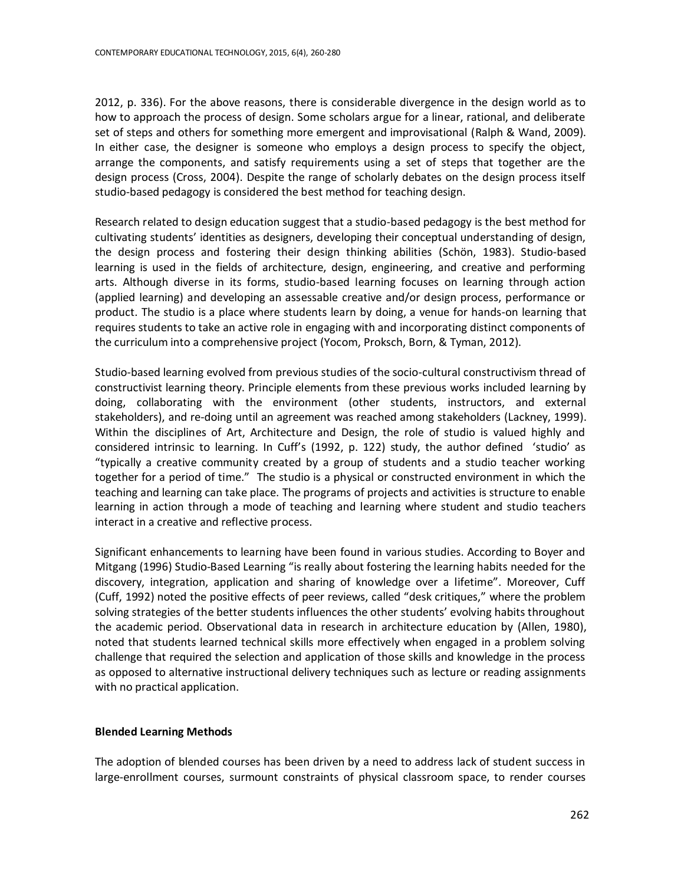2012, p. 336). For the above reasons, there is considerable divergence in the design world as to how to approach the process of design. Some scholars argue for a linear, rational, and deliberate set of steps and others for something more emergent and improvisational (Ralph & Wand, 2009). In either case, the designer is someone who employs a design process to specify the object, arrange the components, and satisfy requirements using a set of steps that together are the design process (Cross, 2004). Despite the range of scholarly debates on the design process itself studio-based pedagogy is considered the best method for teaching design.

Research related to design education suggest that a studio-based pedagogy is the best method for cultivating students' identities as designers, developing their conceptual understanding of design, the design process and fostering their design thinking abilities (Schön, 1983). Studio-based learning is used in the fields of architecture, design, engineering, and creative and performing arts. Although diverse in its forms, studio-based learning focuses on learning through action (applied learning) and developing an assessable creative and/or design process, performance or product. The studio is a place where students learn by doing, a venue for hands-on learning that requires students to take an active role in engaging with and incorporating distinct components of the curriculum into a comprehensive project (Yocom, Proksch, Born, & Tyman, 2012).

Studio-based learning evolved from previous studies of the socio-cultural constructivism thread of constructivist learning theory. Principle elements from these previous works included learning by doing, collaborating with the environment (other students, instructors, and external stakeholders), and re-doing until an agreement was reached among stakeholders (Lackney, 1999). Within the disciplines of Art, Architecture and Design, the role of studio is valued highly and considered intrinsic to learning. In Cuff's (1992, p. 122) study, the author defined 'studio' as "typically a creative community created by a group of students and a studio teacher working together for a period of time." The studio is a physical or constructed environment in which the teaching and learning can take place. The programs of projects and activities is structure to enable learning in action through a mode of teaching and learning where student and studio teachers interact in a creative and reflective process.

Significant enhancements to learning have been found in various studies. According to Boyer and Mitgang (1996) Studio-Based Learning "is really about fostering the learning habits needed for the discovery, integration, application and sharing of knowledge over a lifetime". Moreover, Cuff (Cuff, 1992) noted the positive effects of peer reviews, called "desk critiques," where the problem solving strategies of the better students influences the other students' evolving habits throughout the academic period. Observational data in research in architecture education by (Allen, 1980), noted that students learned technical skills more effectively when engaged in a problem solving challenge that required the selection and application of those skills and knowledge in the process as opposed to alternative instructional delivery techniques such as lecture or reading assignments with no practical application.

**Blended Learning Methods**

The adoption of blended courses has been driven by a need to address lack of student success in large-enrollment courses, surmount constraints of physical classroom space, to render courses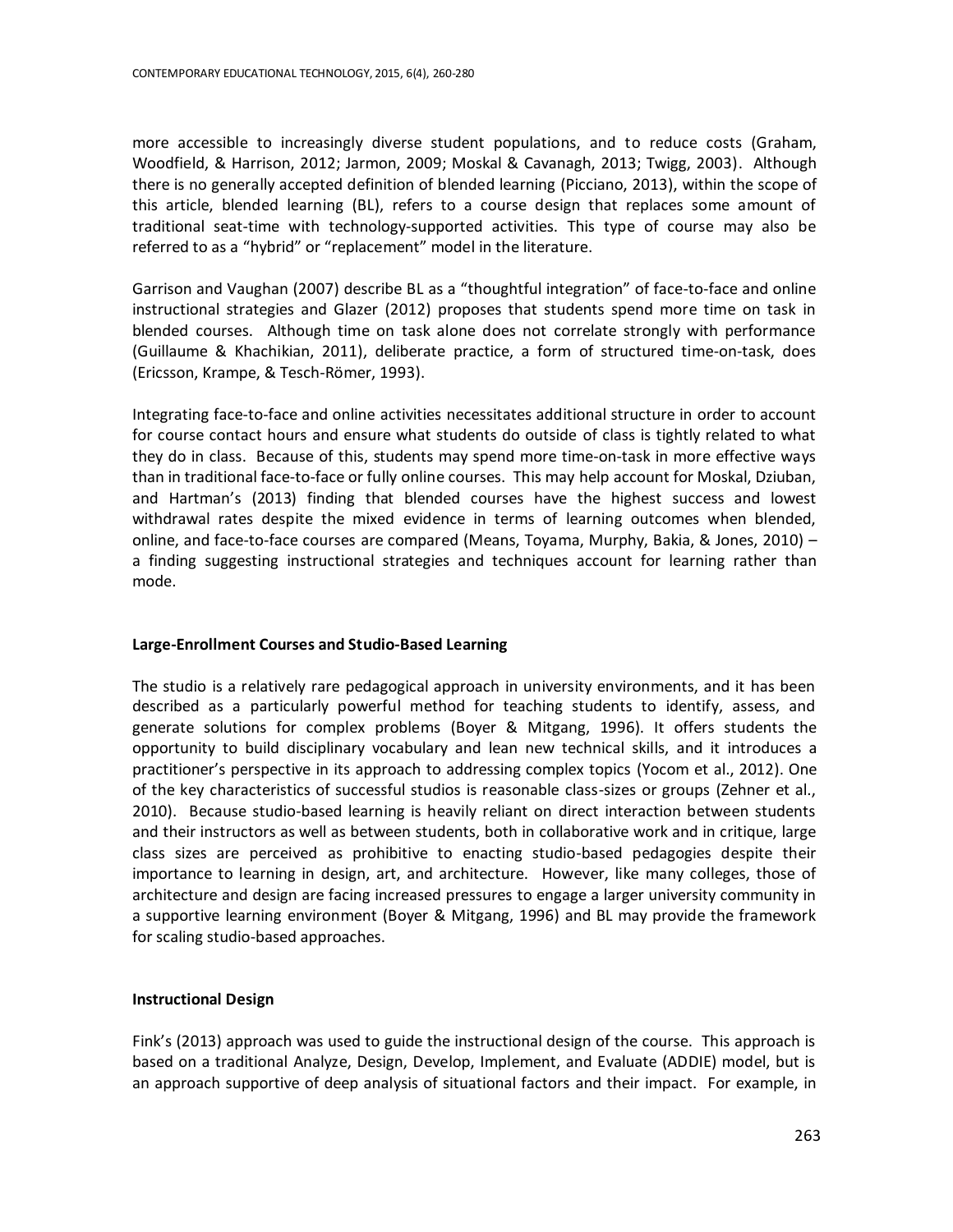more accessible to increasingly diverse student populations, and to reduce costs (Graham, Woodfield, & Harrison, 2012; Jarmon, 2009; Moskal & Cavanagh, 2013; Twigg, 2003). Although there is no generally accepted definition of blended learning (Picciano, 2013), within the scope of this article, blended learning (BL), refers to a course design that replaces some amount of traditional seat-time with technology-supported activities. This type of course may also be referred to as a "hybrid" or "replacement" model in the literature.

Garrison and Vaughan (2007) describe BL as a "thoughtful integration" of face-to-face and online instructional strategies and Glazer (2012) proposes that students spend more time on task in blended courses. Although time on task alone does not correlate strongly with performance (Guillaume & Khachikian, 2011), deliberate practice, a form of structured time-on-task, does (Ericsson, Krampe, & Tesch-Römer, 1993).

Integrating face-to-face and online activities necessitates additional structure in order to account for course contact hours and ensure what students do outside of class is tightly related to what they do in class. Because of this, students may spend more time-on-task in more effective ways than in traditional face-to-face or fully online courses. This may help account for Moskal, Dziuban, and Hartman's (2013) finding that blended courses have the highest success and lowest withdrawal rates despite the mixed evidence in terms of learning outcomes when blended, online, and face-to-face courses are compared (Means, Toyama, Murphy, Bakia, & Jones, 2010) – a finding suggesting instructional strategies and techniques account for learning rather than mode.

### Large-Enrollment Courses and Studio-Based Learning

The studio is a relatively rare pedagogical approach in university environments, and it has been described as a particularly powerful method for teaching students to identify, assess, and generate solutions for complex problems (Boyer & Mitgang, 1996). It offers students the opportunity to build disciplinary vocabulary and lean new technical skills, and it introduces a practitioner's perspective in its approach to addressing complex topics (Yocom et al., 2012). One of the key characteristics of successful studios is reasonable class-sizes or groups (Zehner et al., 2010). Because studio-based learning is heavily reliant on direct interaction between students and their instructors as well as between students, both in collaborative work and in critique, large class sizes are perceived as prohibitive to enacting studio-based pedagogies despite their importance to learning in design, art, and architecture. However, like many colleges, those of architecture and design are facing increased pressures to engage a larger university community in a supportive learning environment (Boyer & Mitgang, 1996) and BL may provide the framework for scaling studio-based approaches.

### Instructional Design

Fink's (2013) approach was used to guide the instructional design of the course. This approach is based on a traditional Analyze, Design, Develop, Implement, and Evaluate (ADDIE) model, but is an approach supportive of deep analysis of situational factors and their impact. For example, in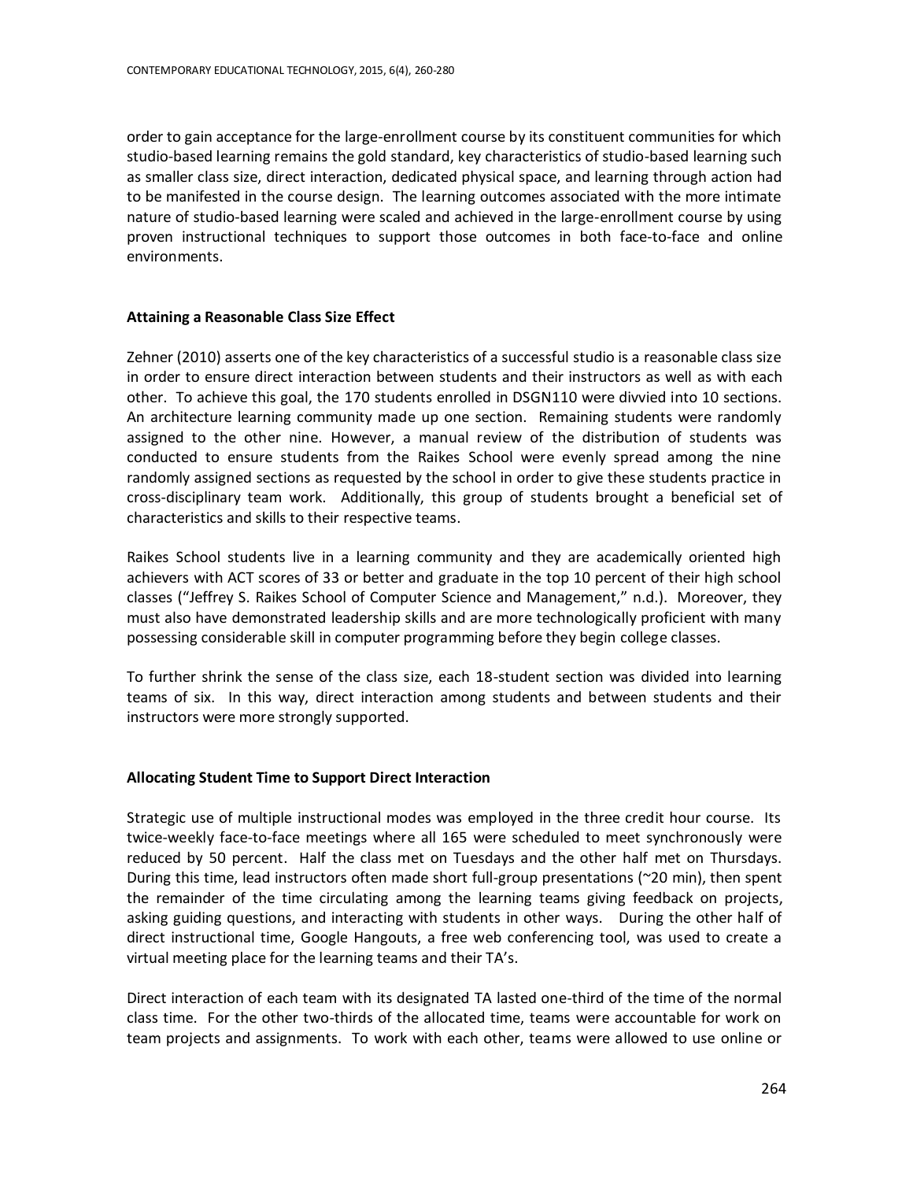order to gain acceptance for the large-enrollment course by its constituent communities for which studio-based learning remains the gold standard, key characteristics of studio-based learning such as smaller class size, direct interaction, dedicated physical space, and learning through action had to be manifested in the course design. The learning outcomes associated with the more intimate nature of studio-based learning were scaled and achieved in the large-enrollment course by using proven instructional techniques to support those outcomes in both face-to-face and online environments.

### Attaining a Reasonable Class Size Effect

Zehner (2010) asserts one of the key characteristics of a successful studio is a reasonable class size in order to ensure direct interaction between students and their instructors as well as with each other. To achieve this goal, the 170 students enrolled in DSGN110 were divvied into 10 sections. An architecture learning community made up one section. Remaining students were randomly assigned to the other nine. However, a manual review of the distribution of students was conducted to ensure students from the Raikes School were evenly spread among the nine randomly assigned sections as requested by the school in order to give these students practice in cross-disciplinary team work. Additionally, this group of students brought a beneficial set of characteristics and skills to their respective teams.

Raikes School students live in a learning community and they are academically oriented high achievers with ACT scores of 33 or better and graduate in the top 10 percent of their high school classes ("Jeffrey S. Raikes School of Computer Science and Management," n.d.). Moreover, they must also have demonstrated leadership skills and are more technologically proficient with many possessing considerable skill in computer programming before they begin college classes.

To further shrink the sense of the class size, each 18-student section was divided into learning teams of six. In this way, direct interaction among students and between students and their instructors were more strongly supported.

### Allocating Student Time to Support Direct Interaction

Strategic use of multiple instructional modes was employed in the three credit hour course. Its twice-weekly face-to-face meetings where all 165 were scheduled to meet synchronously were reduced by 50 percent. Half the class met on Tuesdays and the other half met on Thursdays. During this time, lead instructors often made short full-group presentations (~20 min), then spent the remainder of the time circulating among the learning teams giving feedback on projects, asking guiding questions, and interacting with students in other ways. During the other half of direct instructional time, Google Hangouts, a free web conferencing tool, was used to create a virtual meeting place for the learning teams and their TA's.

Direct interaction of each team with its designated TA lasted one-third of the time of the normal class time. For the other two-thirds of the allocated time, teams were accountable for work on team projects and assignments. To work with each other, teams were allowed to use online or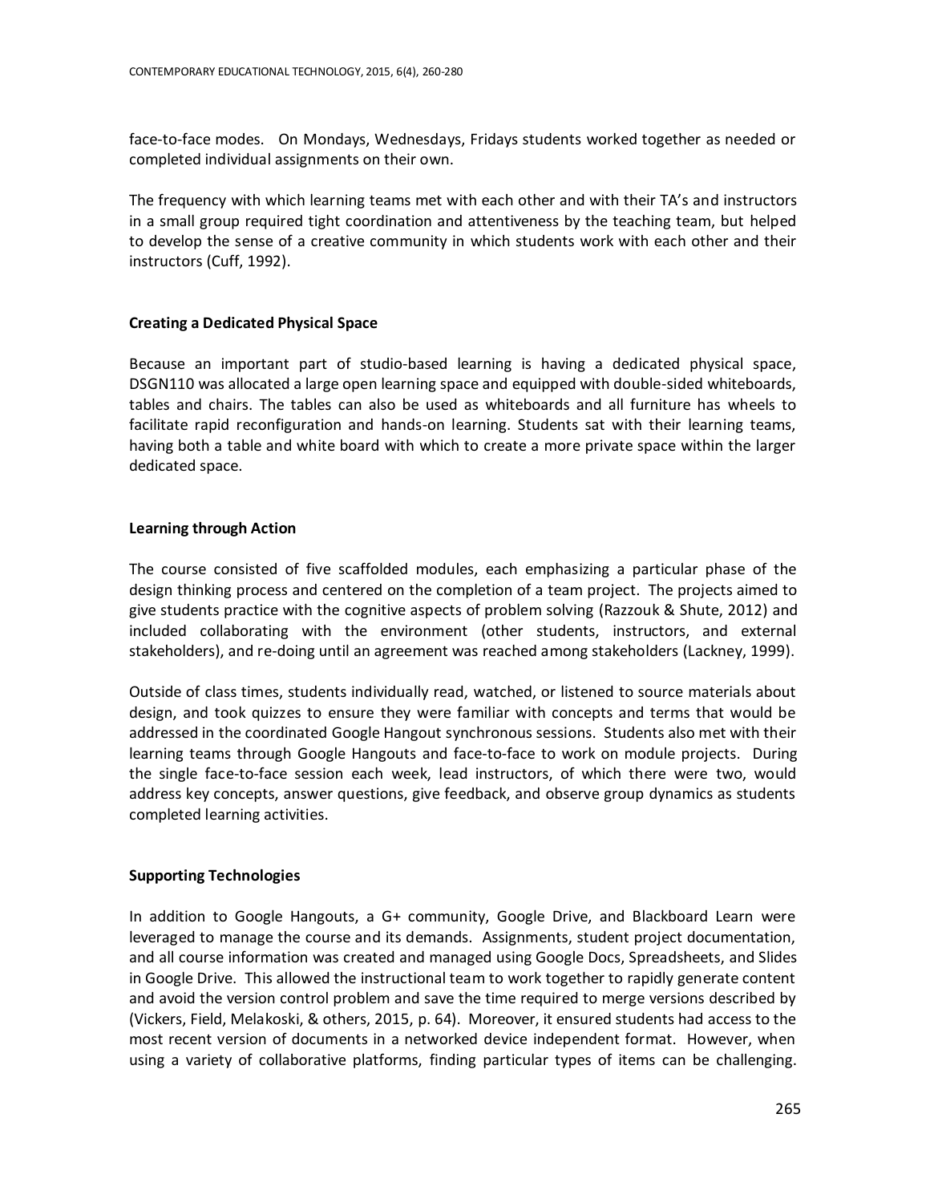face-to-face modes. On Mondays, Wednesdays, Fridays students worked together as needed or completed individual assignments on their own.

The frequency with which learning teams met with each other and with their TA's and instructors in a small group required tight coordination and attentiveness by the teaching team, but helped to develop the sense of a creative community in which students work with each other and their instructors (Cuff, 1992).

### Creating a Dedicated Physical Space

Because an important part of studio-based learning is having a dedicated physical space, DSGN110 was allocated a large open learning space and equipped with double-sided whiteboards, tables and chairs. The tables can also be used as whiteboards and all furniture has wheels to facilitate rapid reconfiguration and hands-on learning. Students sat with their learning teams, having both a table and white board with which to create a more private space within the larger dedicated space.

### Learning through Action

The course consisted of five scaffolded modules, each emphasizing a particular phase of the design thinking process and centered on the completion of a team project. The projects aimed to give students practice with the cognitive aspects of problem solving (Razzouk & Shute, 2012) and included collaborating with the environment (other students, instructors, and external stakeholders), and re-doing until an agreement was reached among stakeholders (Lackney, 1999).

Outside of class times, students individually read, watched, or listened to source materials about design, and took quizzes to ensure they were familiar with concepts and terms that would be addressed in the coordinated Google Hangout synchronous sessions. Students also met with their learning teams through Google Hangouts and face-to-face to work on module projects. During the single face-to-face session each week, lead instructors, of which there were two, would address key concepts, answer questions, give feedback, and observe group dynamics as students completed learning activities.

### Supporting Technologies

In addition to Google Hangouts, a G+ community, Google Drive, and Blackboard Learn were leveraged to manage the course and its demands. Assignments, student project documentation, and all course information was created and managed using Google Docs, Spreadsheets, and Slides in Google Drive. This allowed the instructional team to work together to rapidly generate content and avoid the version control problem and save the time required to merge versions described by (Vickers, Field, Melakoski, & others, 2015, p. 64). Moreover, it ensured students had access to the most recent version of documents in a networked device independent format. However, when using a variety of collaborative platforms, finding particular types of items can be challenging.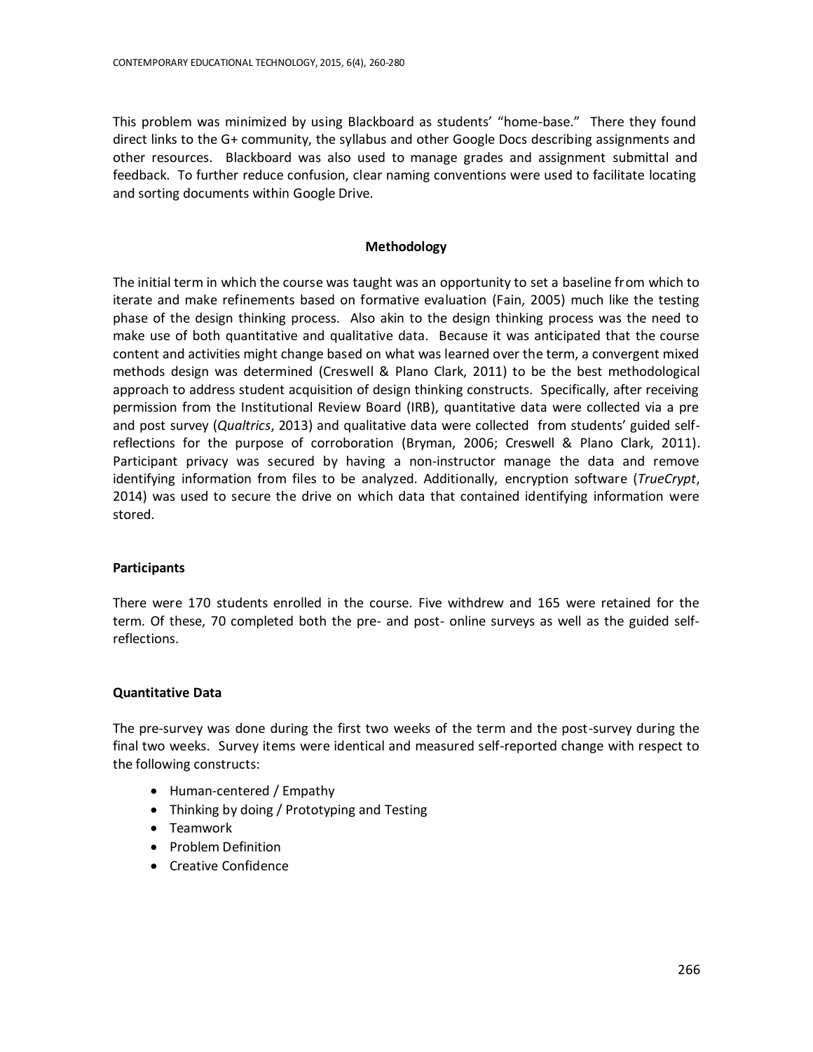This problem was minimized by using Blackboard as students' "home-base." There they found direct links to the G+ community, the syllabus and other Google Docs describing assignments and other resources. Blackboard was also used to manage grades and assignment submittal and feedback. To further reduce confusion, clear naming conventions were used to facilitate locating and sorting documents within Google Drive.

## Methodology

The initial term in which the course was taught was an opportunity to set a baseline from which to iterate and make refinements based on formative evaluation (Fain, 2005) much like the testing phase of the design thinking process. Also akin to the design thinking process was the need to make use of both quantitative and qualitative data. Because it was anticipated that the course content and activities might change based on what was learned over the term, a convergent mixed methods design was determined (Creswell & Plano Clark, 2011) to be the best methodological approach to address student acquisition of design thinking constructs. Specifically, after receiving permission from the Institutional Review Board (IRB), quantitative data were collected via a pre and post survey (*Qualtrics*, 2013) and qualitative data were collected from students' guided self-reflections for the purpose of corroboration (Bryman, 2006; Creswell & Plano Clark, 2011). Participant privacy was secured by having a non-instructor manage the data and remove identifying information from files to be analyzed. Additionally, encryption software (*TrueCrypt*, 2014) was used to secure the drive on which data that contained identifying information were stored.

### Participants

There were 170 students enrolled in the course. Five withdrew and 165 were retained for the term. Of these, 70 completed both the pre- and post- online surveys as well as the guided self-reflections.

### Quantitative Data

The pre-survey was done during the first two weeks of the term and the post-survey during the final two weeks. Survey items were identical and measured self-reported change with respect to the following constructs:

- Human-centered / Empathy
- Thinking by doing / Prototyping and Testing
- Teamwork
- Problem Definition
- Creative Confidence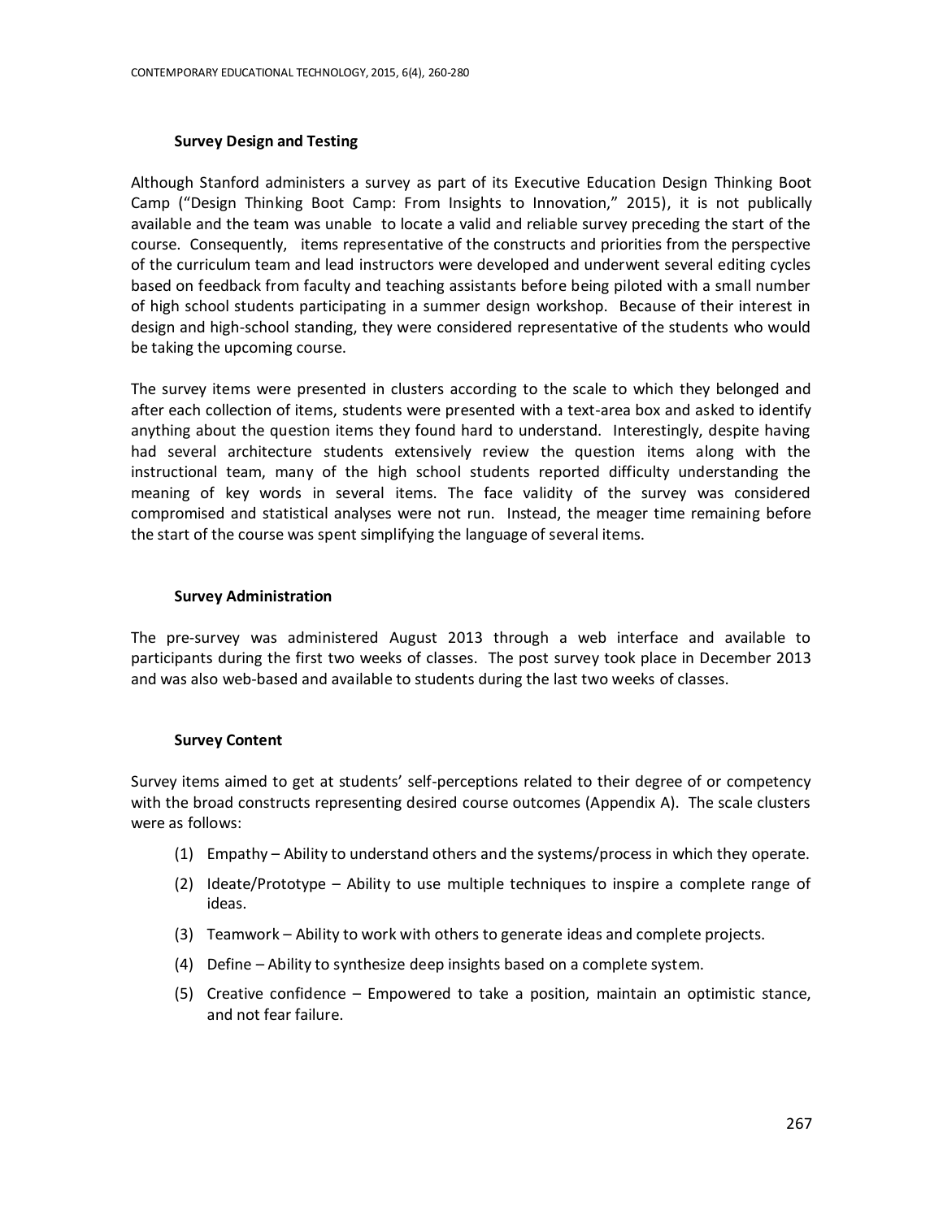### Survey Design and Testing

Although Stanford administers a survey as part of its Executive Education Design Thinking Boot Camp ("Design Thinking Boot Camp: From Insights to Innovation," 2015), it is not publically available and the team was unable to locate a valid and reliable survey preceding the start of the course. Consequently, items representative of the constructs and priorities from the perspective of the curriculum team and lead instructors were developed and underwent several editing cycles based on feedback from faculty and teaching assistants before being piloted with a small number of high school students participating in a summer design workshop. Because of their interest in design and high-school standing, they were considered representative of the students who would be taking the upcoming course.

The survey items were presented in clusters according to the scale to which they belonged and after each collection of items, students were presented with a text-area box and asked to identify anything about the question items they found hard to understand. Interestingly, despite having had several architecture students extensively review the question items along with the instructional team, many of the high school students reported difficulty understanding the meaning of key words in several items. The face validity of the survey was considered compromised and statistical analyses were not run. Instead, the meager time remaining before the start of the course was spent simplifying the language of several items.

### Survey Administration

The pre-survey was administered August 2013 through a web interface and available to participants during the first two weeks of classes. The post survey took place in December 2013 and was also web-based and available to students during the last two weeks of classes.

### Survey Content

Survey items aimed to get at students' self-perceptions related to their degree of or competency with the broad constructs representing desired course outcomes (Appendix A). The scale clusters were as follows:

(1) Empathy – Ability to understand others and the systems/process in which they operate.

(2) Ideate/Prototype – Ability to use multiple techniques to inspire a complete range of ideas.

(3) Teamwork – Ability to work with others to generate ideas and complete projects.

(4) Define – Ability to synthesize deep insights based on a complete system.

(5) Creative confidence – Empowered to take a position, maintain an optimistic stance, and not fear failure.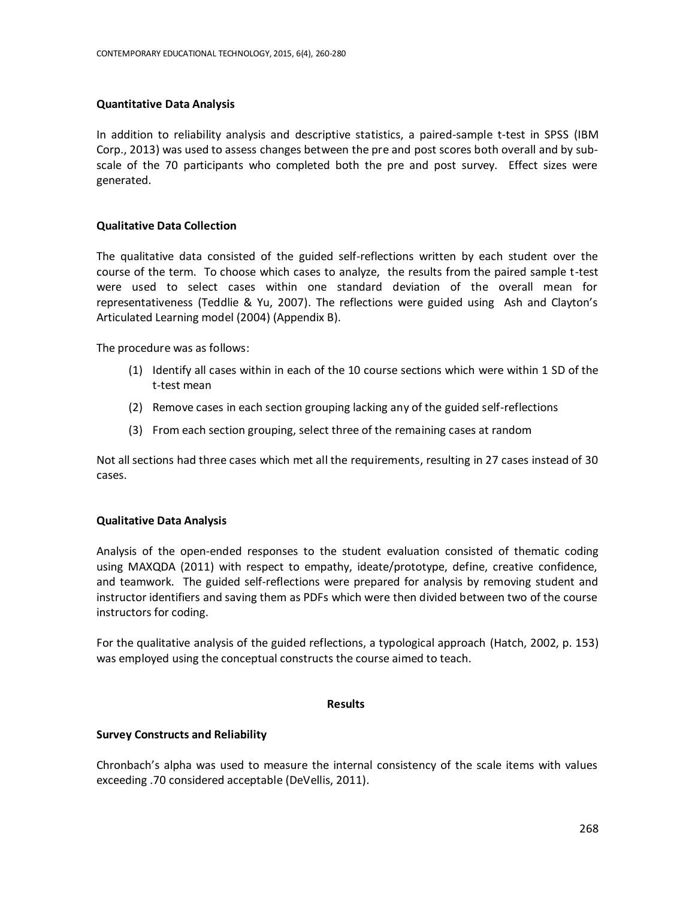### Quantitative Data Analysis

In addition to reliability analysis and descriptive statistics, a paired-sample t-test in SPSS (IBM Corp., 2013) was used to assess changes between the pre and post scores both overall and by sub-scale of the 70 participants who completed both the pre and post survey. Effect sizes were generated.

### Qualitative Data Collection

The qualitative data consisted of the guided self-reflections written by each student over the course of the term. To choose which cases to analyze, the results from the paired sample t-test were used to select cases within one standard deviation of the overall mean for representativeness (Teddlie & Yu, 2007). The reflections were guided using Ash and Clayton's Articulated Learning model (2004) (Appendix B).

The procedure was as follows:

(1) Identify all cases within in each of the 10 course sections which were within 1 SD of the t-test mean

(2) Remove cases in each section grouping lacking any of the guided self-reflections

(3) From each section grouping, select three of the remaining cases at random

Not all sections had three cases which met all the requirements, resulting in 27 cases instead of 30 cases.

### Qualitative Data Analysis

Analysis of the open-ended responses to the student evaluation consisted of thematic coding using MAXQDA (2011) with respect to empathy, ideate/prototype, define, creative confidence, and teamwork. The guided self-reflections were prepared for analysis by removing student and instructor identifiers and saving them as PDFs which were then divided between two of the course instructors for coding.

For the qualitative analysis of the guided reflections, a typological approach (Hatch, 2002, p. 153) was employed using the conceptual constructs the course aimed to teach.

## Results

### Survey Constructs and Reliability

Chronbach's alpha was used to measure the internal consistency of the scale items with values exceeding .70 considered acceptable (DeVellis, 2011).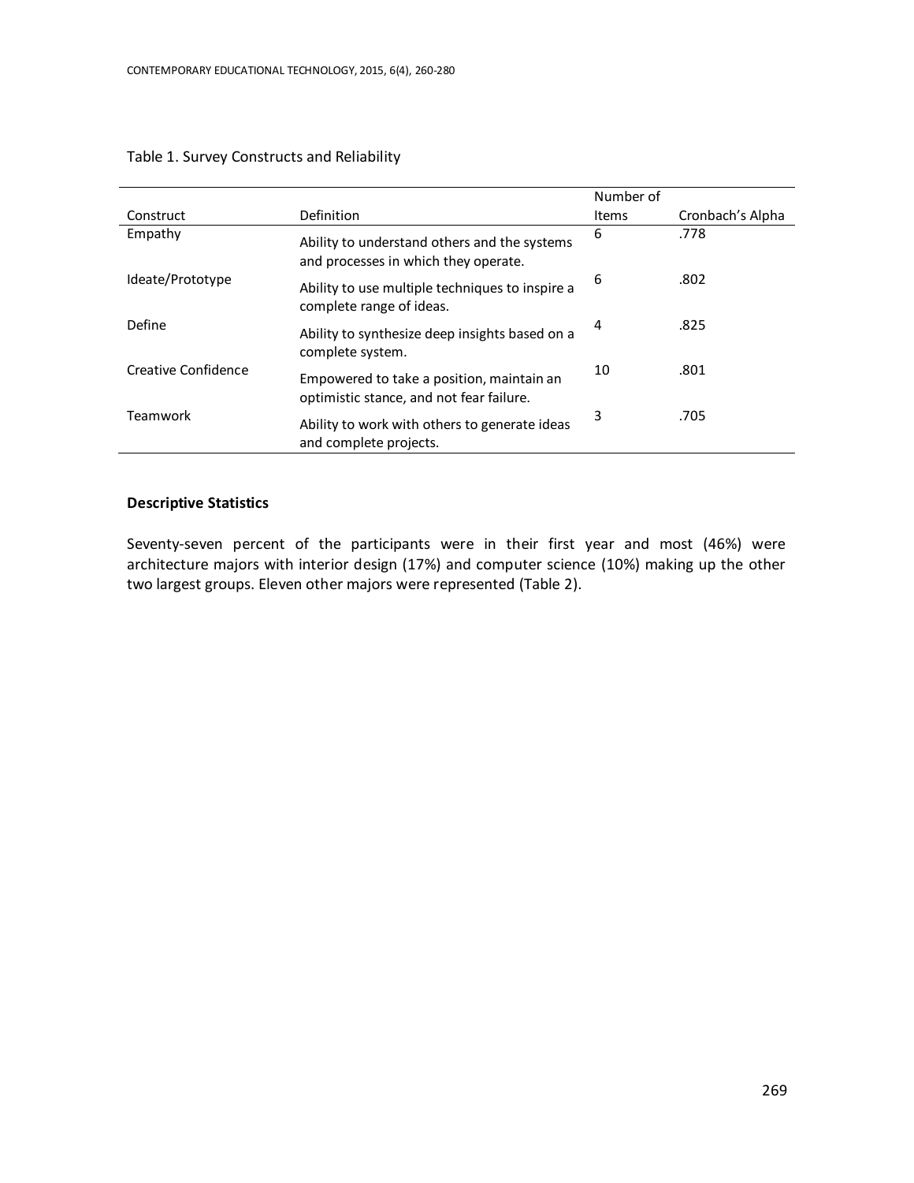Table 1. Survey Constructs and Reliability

| Construct | Definition | Number of Items | Cronbach's Alpha |
|---|---|---|---|
| Empathy | Ability to understand others and the systems and processes in which they operate. | 6 | .778 |
| Ideate/Prototype | Ability to use multiple techniques to inspire a complete range of ideas. | 6 | .802 |
| Define | Ability to synthesize deep insights based on a complete system. | 4 | .825 |
| Creative Confidence | Empowered to take a position, maintain an optimistic stance, and not fear failure. | 10 | .801 |
| Teamwork | Ability to work with others to generate ideas and complete projects. | 3 | .705 |

**Descriptive Statistics**

Seventy-seven percent of the participants were in their first year and most (46%) were architecture majors with interior design (17%) and computer science (10%) making up the other two largest groups. Eleven other majors were represented (Table 2).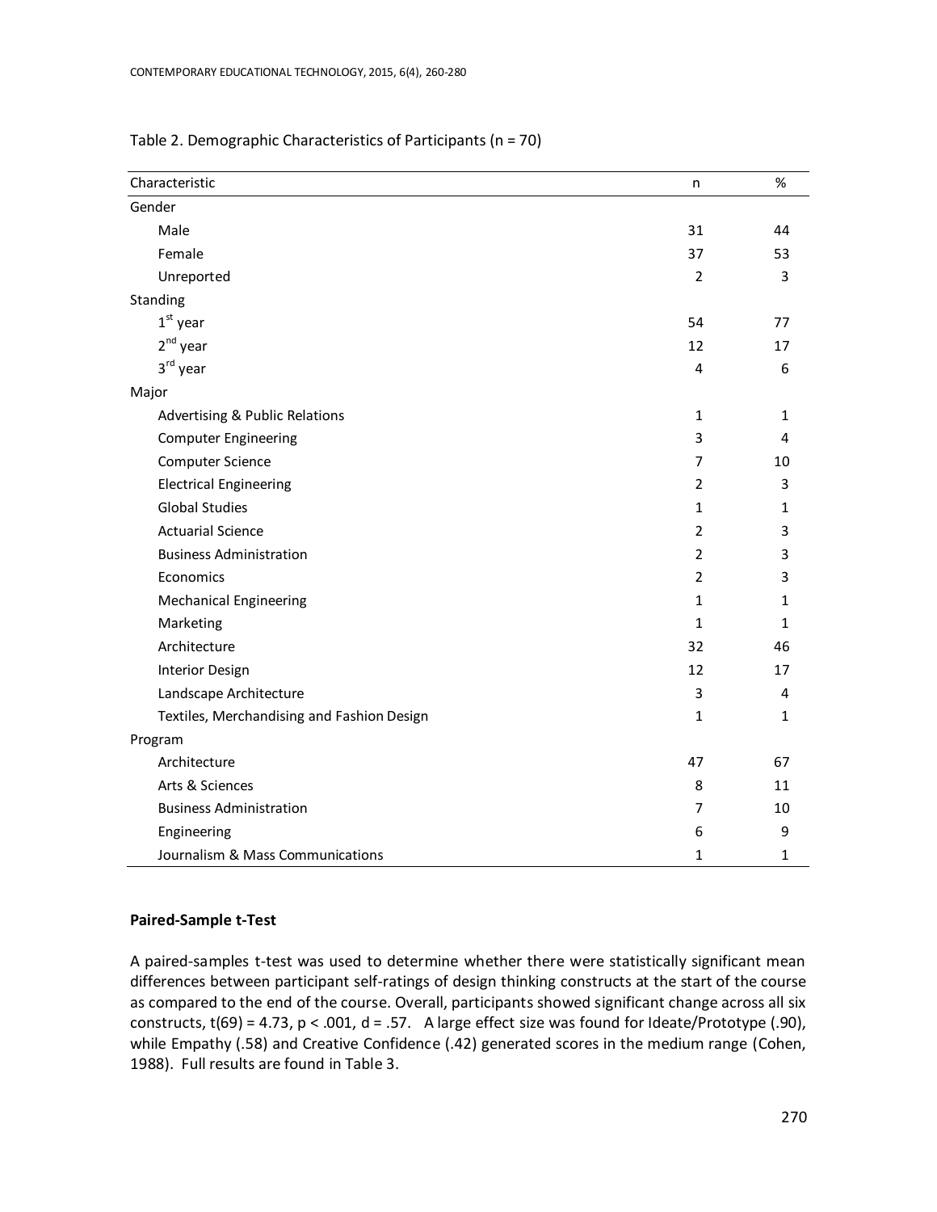Table 2. Demographic Characteristics of Participants (n = 70)

| Characteristic | n | % |
|---|---|---|
| Gender | | |
| Male | 31 | 44 |
| Female | 37 | 53 |
| Unreported | 2 | 3 |
| Standing | | |
| 1st year | 54 | 77 |
| 2nd year | 12 | 17 |
| 3rd year | 4 | 6 |
| Major | | |
| Advertising & Public Relations | 1 | 1 |
| Computer Engineering | 3 | 4 |
| Computer Science | 7 | 10 |
| Electrical Engineering | 2 | 3 |
| Global Studies | 1 | 1 |
| Actuarial Science | 2 | 3 |
| Business Administration | 2 | 3 |
| Economics | 2 | 3 |
| Mechanical Engineering | 1 | 1 |
| Marketing | 1 | 1 |
| Architecture | 32 | 46 |
| Interior Design | 12 | 17 |
| Landscape Architecture | 3 | 4 |
| Textiles, Merchandising and Fashion Design | 1 | 1 |
| Program | | |
| Architecture | 47 | 67 |
| Arts & Sciences | 8 | 11 |
| Business Administration | 7 | 10 |
| Engineering | 6 | 9 |
| Journalism & Mass Communications | 1 | 1 |

**Paired-Sample t-Test**

A paired-samples t-test was used to determine whether there were statistically significant mean differences between participant self-ratings of design thinking constructs at the start of the course as compared to the end of the course. Overall, participants showed significant change across all six constructs, $t(69) = 4.73$, $p < .001$, $d = .57$. A large effect size was found for Ideate/Prototype (.90), while Empathy (.58) and Creative Confidence (.42) generated scores in the medium range (Cohen, 1988). Full results are found in Table 3.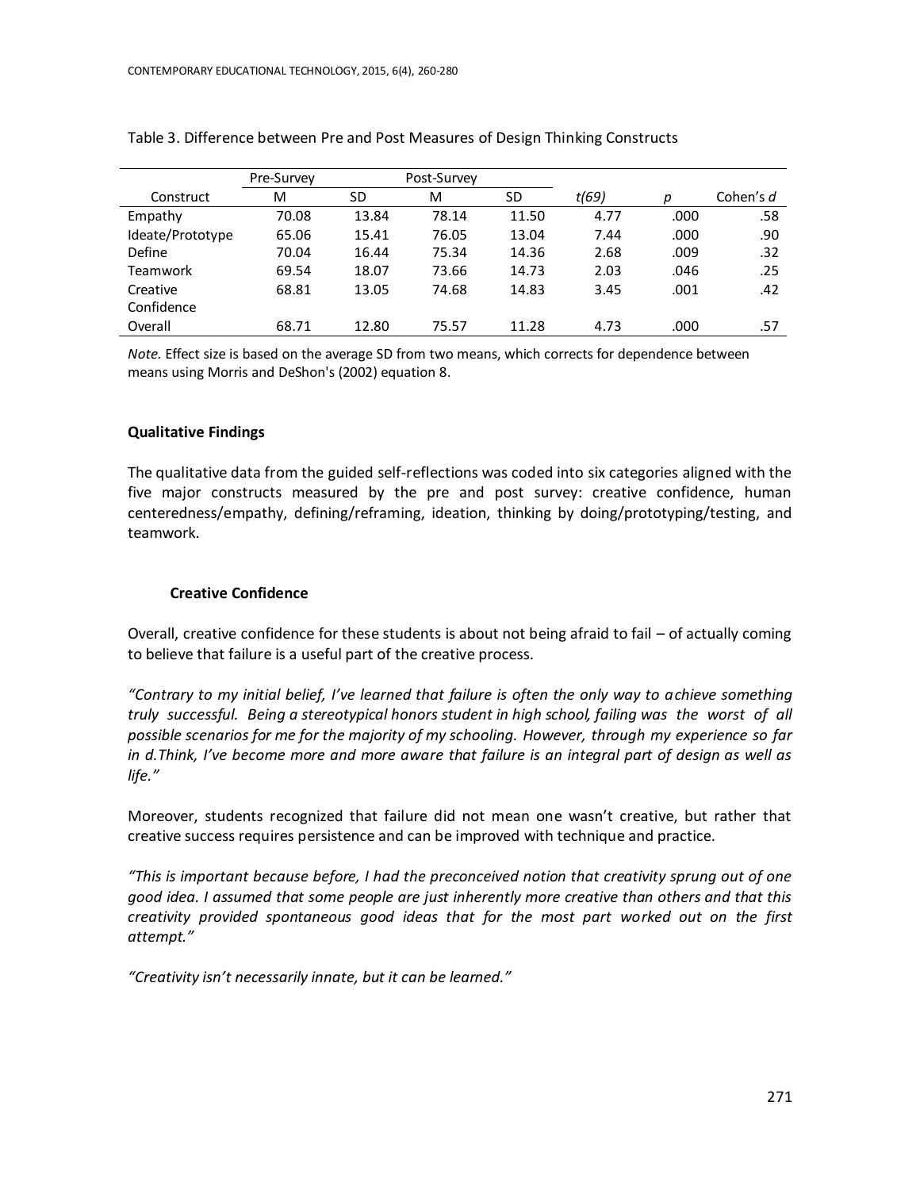Table 3. Difference between Pre and Post Measures of Design Thinking Constructs

| | Pre-Survey | | Post-Survey | | | | |
|---|---|---|---|---|---|---|---|
| Construct | M | SD | M | SD | *t(69)* | *p* | Cohen's *d* |
| Empathy | 70.08 | 13.84 | 78.14 | 11.50 | 4.77 | .000 | .58 |
| Ideate/Prototype | 65.06 | 15.41 | 76.05 | 13.04 | 7.44 | .000 | .90 |
| Define | 70.04 | 16.44 | 75.34 | 14.36 | 2.68 | .009 | .32 |
| Teamwork | 69.54 | 18.07 | 73.66 | 14.73 | 2.03 | .046 | .25 |
| Creative Confidence | 68.81 | 13.05 | 74.68 | 14.83 | 3.45 | .001 | .42 |
| Overall | 68.71 | 12.80 | 75.57 | 11.28 | 4.73 | .000 | .57 |

*Note.* Effect size is based on the average SD from two means, which corrects for dependence between means using Morris and DeShon's (2002) equation 8.

### Qualitative Findings

The qualitative data from the guided self-reflections was coded into six categories aligned with the five major constructs measured by the pre and post survey: creative confidence, human centeredness/empathy, defining/reframing, ideation, thinking by doing/prototyping/testing, and teamwork.

#### Creative Confidence

Overall, creative confidence for these students is about not being afraid to fail – of actually coming to believe that failure is a useful part of the creative process.

*"Contrary to my initial belief, I've learned that failure is often the only way to achieve something truly successful. Being a stereotypical honors student in high school, failing was the worst of all possible scenarios for me for the majority of my schooling. However, through my experience so far in d.Think, I've become more and more aware that failure is an integral part of design as well as life."*

Moreover, students recognized that failure did not mean one wasn't creative, but rather that creative success requires persistence and can be improved with technique and practice.

*"This is important because before, I had the preconceived notion that creativity sprung out of one good idea. I assumed that some people are just inherently more creative than others and that this creativity provided spontaneous good ideas that for the most part worked out on the first attempt."*

*"Creativity isn't necessarily innate, but it can be learned."*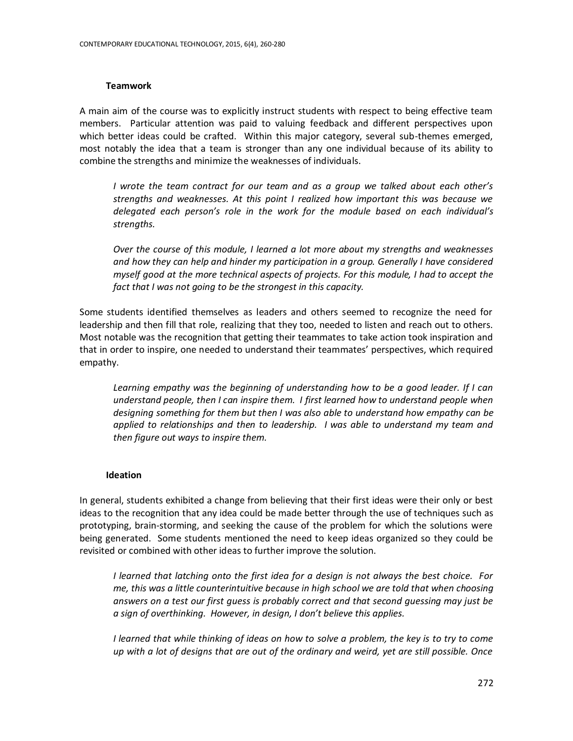### Teamwork

A main aim of the course was to explicitly instruct students with respect to being effective team members. Particular attention was paid to valuing feedback and different perspectives upon which better ideas could be crafted. Within this major category, several sub-themes emerged, most notably the idea that a team is stronger than any one individual because of its ability to combine the strengths and minimize the weaknesses of individuals.

> *I wrote the team contract for our team and as a group we talked about each other's strengths and weaknesses. At this point I realized how important this was because we delegated each person's role in the work for the module based on each individual's strengths.*
>
> *Over the course of this module, I learned a lot more about my strengths and weaknesses and how they can help and hinder my participation in a group. Generally I have considered myself good at the more technical aspects of projects. For this module, I had to accept the fact that I was not going to be the strongest in this capacity.*

Some students identified themselves as leaders and others seemed to recognize the need for leadership and then fill that role, realizing that they too, needed to listen and reach out to others. Most notable was the recognition that getting their teammates to take action took inspiration and that in order to inspire, one needed to understand their teammates' perspectives, which required empathy.

> *Learning empathy was the beginning of understanding how to be a good leader. If I can understand people, then I can inspire them. I first learned how to understand people when designing something for them but then I was also able to understand how empathy can be applied to relationships and then to leadership. I was able to understand my team and then figure out ways to inspire them.*

### Ideation

In general, students exhibited a change from believing that their first ideas were their only or best ideas to the recognition that any idea could be made better through the use of techniques such as prototyping, brain-storming, and seeking the cause of the problem for which the solutions were being generated. Some students mentioned the need to keep ideas organized so they could be revisited or combined with other ideas to further improve the solution.

> *I learned that latching onto the first idea for a design is not always the best choice. For me, this was a little counterintuitive because in high school we are told that when choosing answers on a test our first guess is probably correct and that second guessing may just be a sign of overthinking. However, in design, I don't believe this applies.*
>
> *I learned that while thinking of ideas on how to solve a problem, the key is to try to come up with a lot of designs that are out of the ordinary and weird, yet are still possible. Once*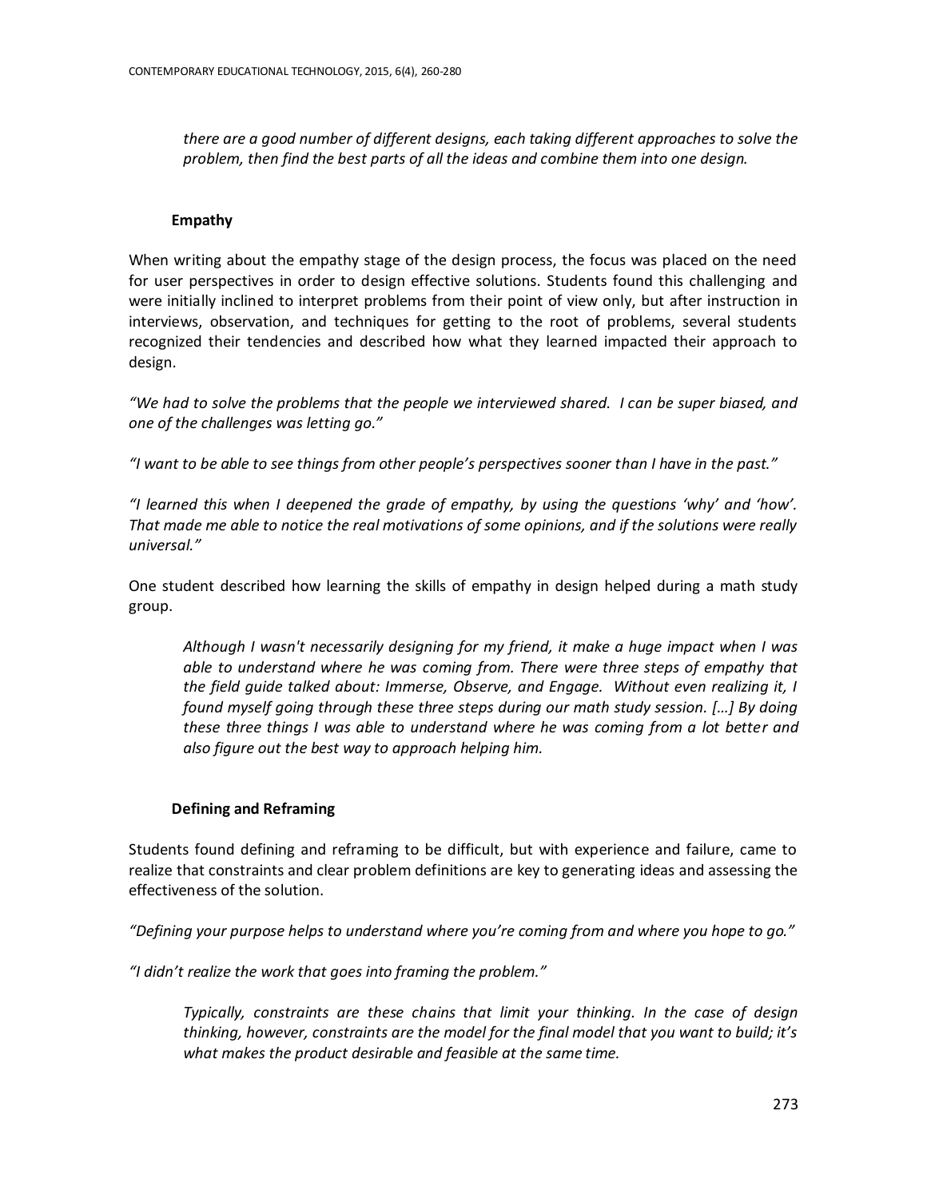> *there are a good number of different designs, each taking different approaches to solve the problem, then find the best parts of all the ideas and combine them into one design.*

### Empathy

When writing about the empathy stage of the design process, the focus was placed on the need for user perspectives in order to design effective solutions. Students found this challenging and were initially inclined to interpret problems from their point of view only, but after instruction in interviews, observation, and techniques for getting to the root of problems, several students recognized their tendencies and described how what they learned impacted their approach to design.

*"We had to solve the problems that the people we interviewed shared. I can be super biased, and one of the challenges was letting go."*

*"I want to be able to see things from other people's perspectives sooner than I have in the past."*

*"I learned this when I deepened the grade of empathy, by using the questions 'why' and 'how'. That made me able to notice the real motivations of some opinions, and if the solutions were really universal."*

One student described how learning the skills of empathy in design helped during a math study group.

> *Although I wasn't necessarily designing for my friend, it make a huge impact when I was able to understand where he was coming from. There were three steps of empathy that the field guide talked about: Immerse, Observe, and Engage. Without even realizing it, I found myself going through these three steps during our math study session. […] By doing these three things I was able to understand where he was coming from a lot better and also figure out the best way to approach helping him.*

### Defining and Reframing

Students found defining and reframing to be difficult, but with experience and failure, came to realize that constraints and clear problem definitions are key to generating ideas and assessing the effectiveness of the solution.

*"Defining your purpose helps to understand where you're coming from and where you hope to go."*

*"I didn't realize the work that goes into framing the problem."*

> *Typically, constraints are these chains that limit your thinking. In the case of design thinking, however, constraints are the model for the final model that you want to build; it's what makes the product desirable and feasible at the same time.*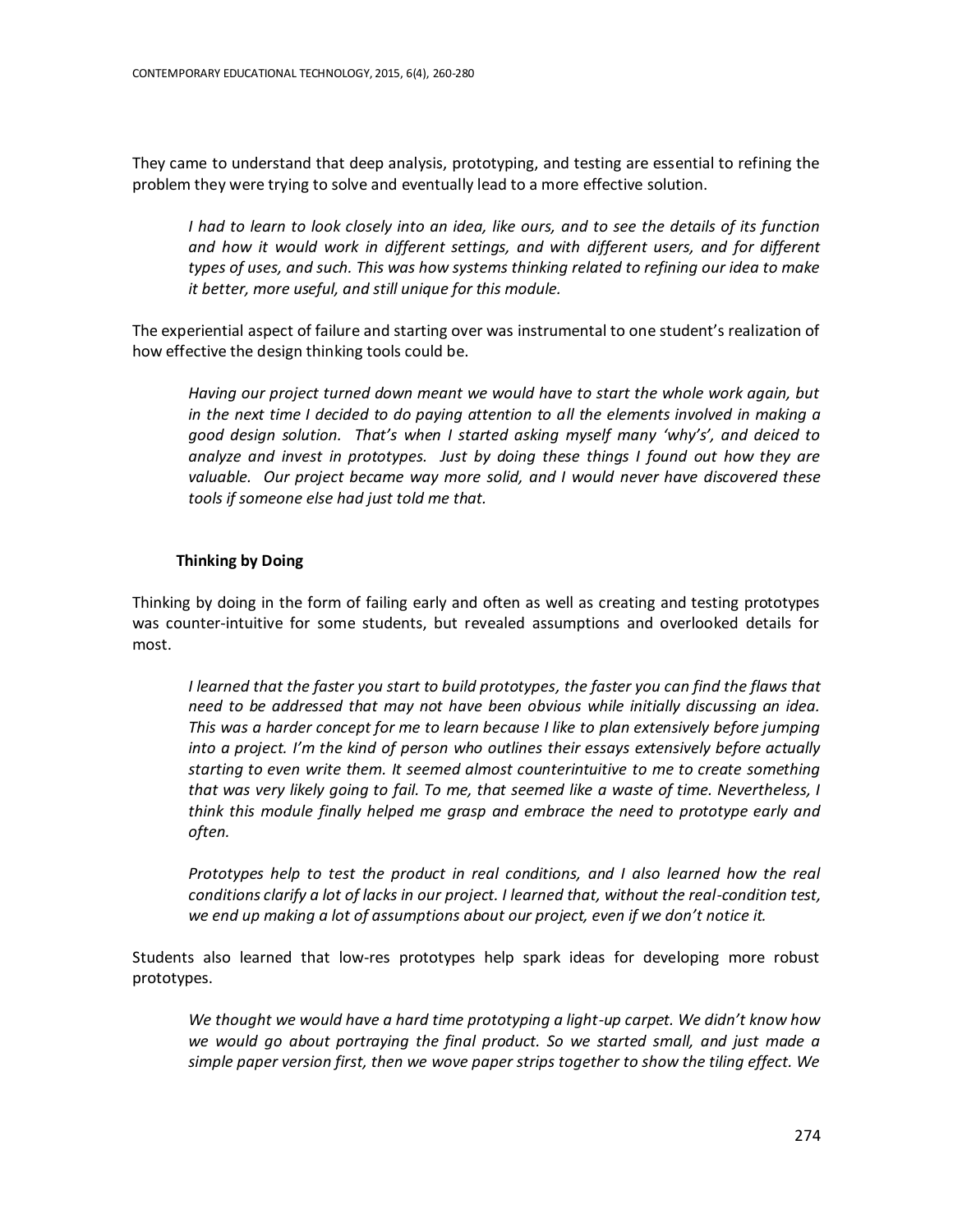They came to understand that deep analysis, prototyping, and testing are essential to refining the problem they were trying to solve and eventually lead to a more effective solution.

> *I had to learn to look closely into an idea, like ours, and to see the details of its function and how it would work in different settings, and with different users, and for different types of uses, and such. This was how systems thinking related to refining our idea to make it better, more useful, and still unique for this module.*

The experiential aspect of failure and starting over was instrumental to one student's realization of how effective the design thinking tools could be.

> *Having our project turned down meant we would have to start the whole work again, but in the next time I decided to do paying attention to all the elements involved in making a good design solution. That's when I started asking myself many 'why's', and deiced to analyze and invest in prototypes. Just by doing these things I found out how they are valuable. Our project became way more solid, and I would never have discovered these tools if someone else had just told me that.*

### Thinking by Doing

Thinking by doing in the form of failing early and often as well as creating and testing prototypes was counter-intuitive for some students, but revealed assumptions and overlooked details for most.

> *I learned that the faster you start to build prototypes, the faster you can find the flaws that need to be addressed that may not have been obvious while initially discussing an idea. This was a harder concept for me to learn because I like to plan extensively before jumping into a project. I'm the kind of person who outlines their essays extensively before actually starting to even write them. It seemed almost counterintuitive to me to create something that was very likely going to fail. To me, that seemed like a waste of time. Nevertheless, I think this module finally helped me grasp and embrace the need to prototype early and often.*

> *Prototypes help to test the product in real conditions, and I also learned how the real conditions clarify a lot of lacks in our project. I learned that, without the real-condition test, we end up making a lot of assumptions about our project, even if we don't notice it.*

Students also learned that low-res prototypes help spark ideas for developing more robust prototypes.

> *We thought we would have a hard time prototyping a light-up carpet. We didn't know how we would go about portraying the final product. So we started small, and just made a simple paper version first, then we wove paper strips together to show the tiling effect. We*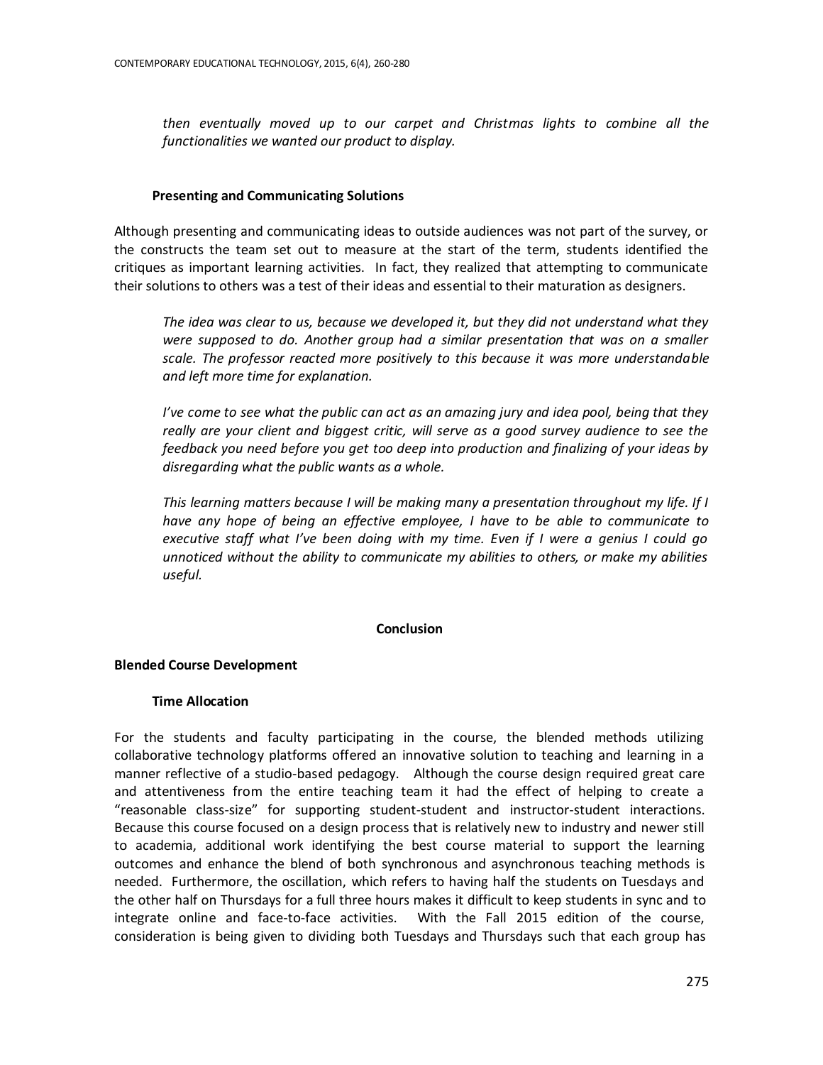*then eventually moved up to our carpet and Christmas lights to combine all the functionalities we wanted our product to display.*

### Presenting and Communicating Solutions

Although presenting and communicating ideas to outside audiences was not part of the survey, or the constructs the team set out to measure at the start of the term, students identified the critiques as important learning activities. In fact, they realized that attempting to communicate their solutions to others was a test of their ideas and essential to their maturation as designers.

> *The idea was clear to us, because we developed it, but they did not understand what they were supposed to do. Another group had a similar presentation that was on a smaller scale. The professor reacted more positively to this because it was more understandable and left more time for explanation.*

> *I've come to see what the public can act as an amazing jury and idea pool, being that they really are your client and biggest critic, will serve as a good survey audience to see the feedback you need before you get too deep into production and finalizing of your ideas by disregarding what the public wants as a whole.*

> *This learning matters because I will be making many a presentation throughout my life. If I have any hope of being an effective employee, I have to be able to communicate to executive staff what I've been doing with my time. Even if I were a genius I could go unnoticed without the ability to communicate my abilities to others, or make my abilities useful.*

# Conclusion

## Blended Course Development

### Time Allocation

For the students and faculty participating in the course, the blended methods utilizing collaborative technology platforms offered an innovative solution to teaching and learning in a manner reflective of a studio-based pedagogy. Although the course design required great care and attentiveness from the entire teaching team it had the effect of helping to create a "reasonable class-size" for supporting student-student and instructor-student interactions. Because this course focused on a design process that is relatively new to industry and newer still to academia, additional work identifying the best course material to support the learning outcomes and enhance the blend of both synchronous and asynchronous teaching methods is needed. Furthermore, the oscillation, which refers to having half the students on Tuesdays and the other half on Thursdays for a full three hours makes it difficult to keep students in sync and to integrate online and face-to-face activities. With the Fall 2015 edition of the course, consideration is being given to dividing both Tuesdays and Thursdays such that each group has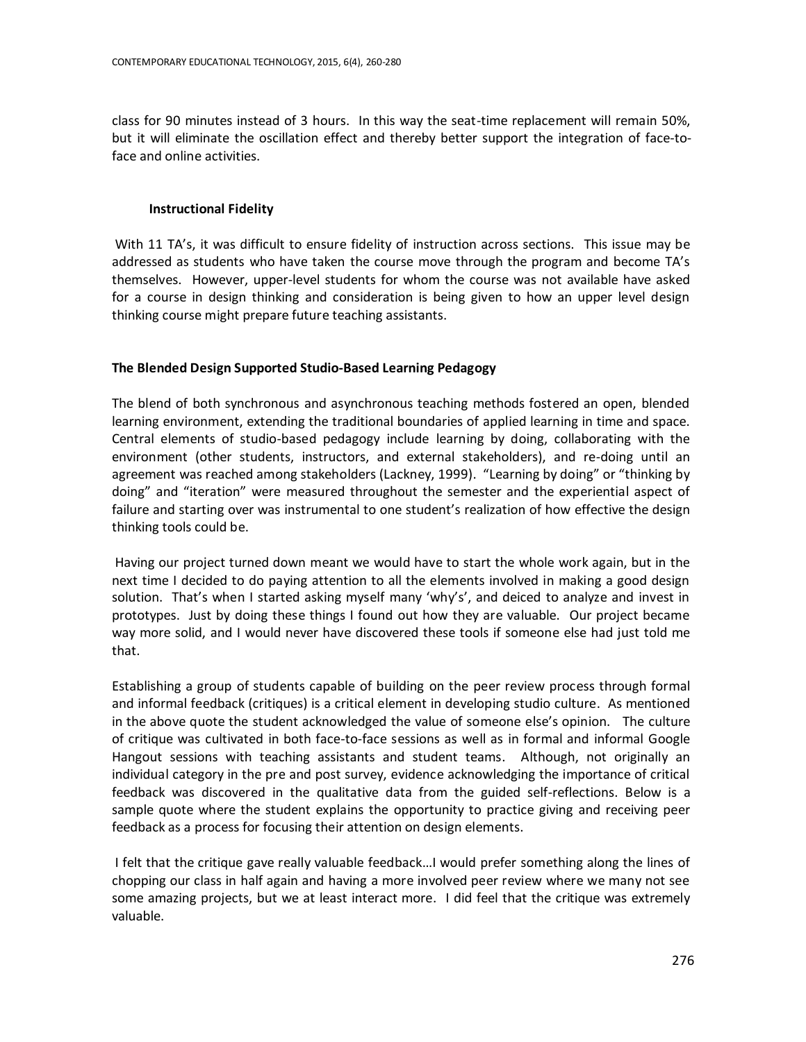class for 90 minutes instead of 3 hours. In this way the seat-time replacement will remain 50%, but it will eliminate the oscillation effect and thereby better support the integration of face-to-face and online activities.

### Instructional Fidelity

With 11 TA's, it was difficult to ensure fidelity of instruction across sections. This issue may be addressed as students who have taken the course move through the program and become TA's themselves. However, upper-level students for whom the course was not available have asked for a course in design thinking and consideration is being given to how an upper level design thinking course might prepare future teaching assistants.

## The Blended Design Supported Studio-Based Learning Pedagogy

The blend of both synchronous and asynchronous teaching methods fostered an open, blended learning environment, extending the traditional boundaries of applied learning in time and space. Central elements of studio-based pedagogy include learning by doing, collaborating with the environment (other students, instructors, and external stakeholders), and re-doing until an agreement was reached among stakeholders (Lackney, 1999). "Learning by doing" or "thinking by doing" and "iteration" were measured throughout the semester and the experiential aspect of failure and starting over was instrumental to one student's realization of how effective the design thinking tools could be.

Having our project turned down meant we would have to start the whole work again, but in the next time I decided to do paying attention to all the elements involved in making a good design solution. That's when I started asking myself many 'why's', and deiced to analyze and invest in prototypes. Just by doing these things I found out how they are valuable. Our project became way more solid, and I would never have discovered these tools if someone else had just told me that.

Establishing a group of students capable of building on the peer review process through formal and informal feedback (critiques) is a critical element in developing studio culture. As mentioned in the above quote the student acknowledged the value of someone else's opinion. The culture of critique was cultivated in both face-to-face sessions as well as in formal and informal Google Hangout sessions with teaching assistants and student teams. Although, not originally an individual category in the pre and post survey, evidence acknowledging the importance of critical feedback was discovered in the qualitative data from the guided self-reflections. Below is a sample quote where the student explains the opportunity to practice giving and receiving peer feedback as a process for focusing their attention on design elements.

I felt that the critique gave really valuable feedback…I would prefer something along the lines of chopping our class in half again and having a more involved peer review where we many not see some amazing projects, but we at least interact more. I did feel that the critique was extremely valuable.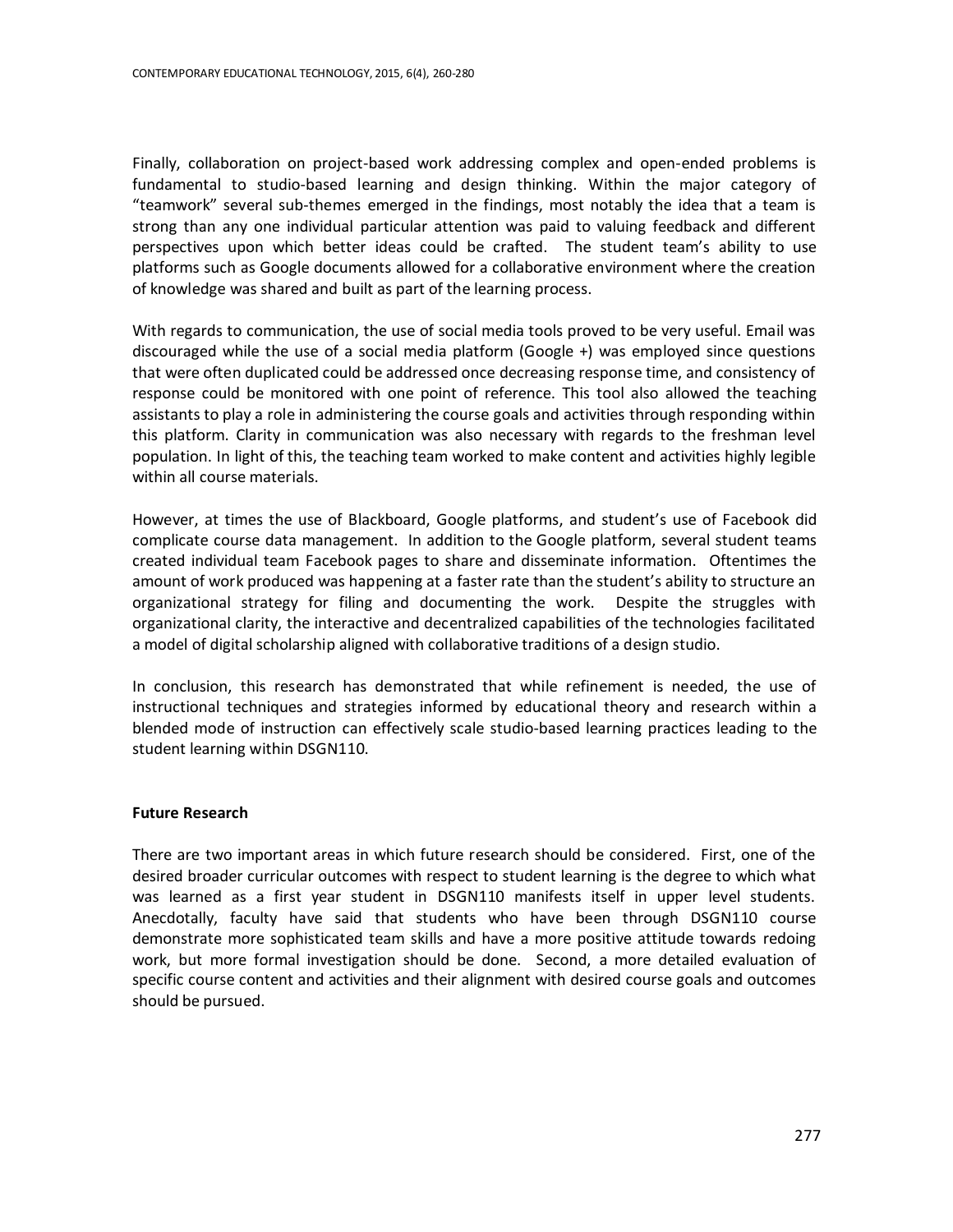Finally, collaboration on project-based work addressing complex and open-ended problems is fundamental to studio-based learning and design thinking. Within the major category of “teamwork” several sub-themes emerged in the findings, most notably the idea that a team is strong than any one individual particular attention was paid to valuing feedback and different perspectives upon which better ideas could be crafted. The student team’s ability to use platforms such as Google documents allowed for a collaborative environment where the creation of knowledge was shared and built as part of the learning process.

With regards to communication, the use of social media tools proved to be very useful. Email was discouraged while the use of a social media platform (Google +) was employed since questions that were often duplicated could be addressed once decreasing response time, and consistency of response could be monitored with one point of reference. This tool also allowed the teaching assistants to play a role in administering the course goals and activities through responding within this platform. Clarity in communication was also necessary with regards to the freshman level population. In light of this, the teaching team worked to make content and activities highly legible within all course materials.

However, at times the use of Blackboard, Google platforms, and student’s use of Facebook did complicate course data management. In addition to the Google platform, several student teams created individual team Facebook pages to share and disseminate information. Oftentimes the amount of work produced was happening at a faster rate than the student’s ability to structure an organizational strategy for filing and documenting the work. Despite the struggles with organizational clarity, the interactive and decentralized capabilities of the technologies facilitated a model of digital scholarship aligned with collaborative traditions of a design studio.

In conclusion, this research has demonstrated that while refinement is needed, the use of instructional techniques and strategies informed by educational theory and research within a blended mode of instruction can effectively scale studio-based learning practices leading to the student learning within DSGN110.

## Future Research

There are two important areas in which future research should be considered. First, one of the desired broader curricular outcomes with respect to student learning is the degree to which what was learned as a first year student in DSGN110 manifests itself in upper level students. Anecdotally, faculty have said that students who have been through DSGN110 course demonstrate more sophisticated team skills and have a more positive attitude towards redoing work, but more formal investigation should be done. Second, a more detailed evaluation of specific course content and activities and their alignment with desired course goals and outcomes should be pursued.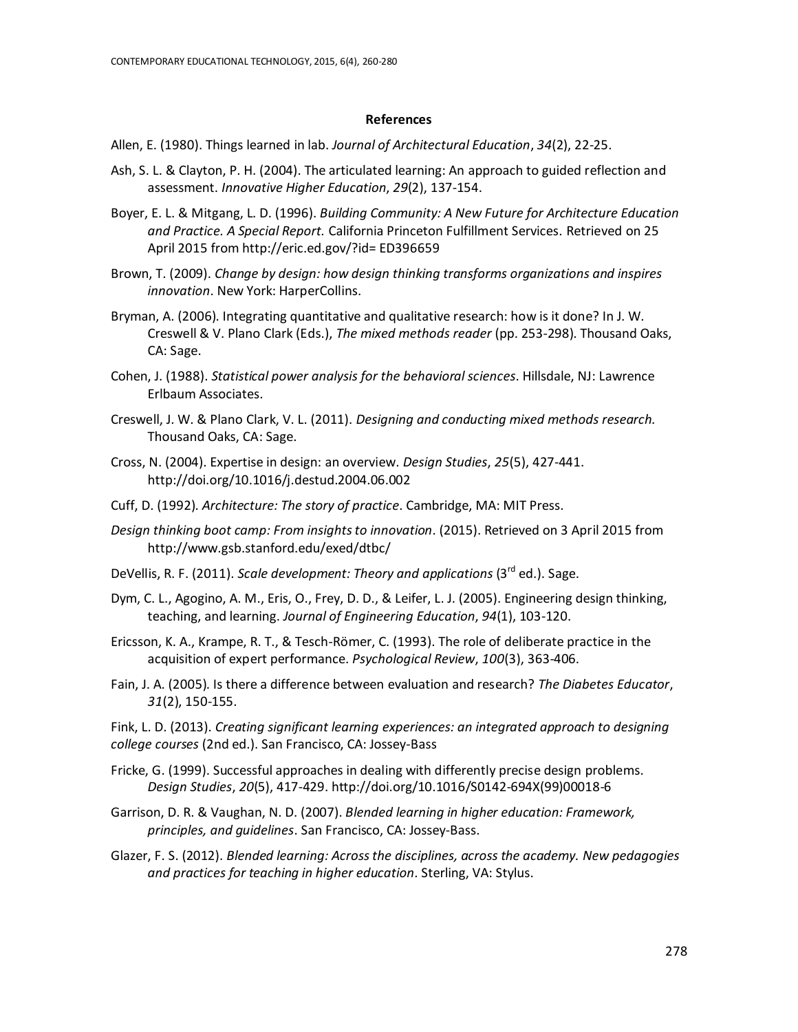**References**

Allen, E. (1980). Things learned in lab. *Journal of Architectural Education*, *34*(2), 22-25.

Ash, S. L. & Clayton, P. H. (2004). The articulated learning: An approach to guided reflection and assessment. *Innovative Higher Education*, *29*(2), 137-154.

Boyer, E. L. & Mitgang, L. D. (1996). *Building Community: A New Future for Architecture Education and Practice. A Special Report.* California Princeton Fulfillment Services. Retrieved on 25 April 2015 from http://eric.ed.gov/?id= ED396659

Brown, T. (2009). *Change by design: how design thinking transforms organizations and inspires innovation*. New York: HarperCollins.

Bryman, A. (2006). Integrating quantitative and qualitative research: how is it done? In J. W. Creswell & V. Plano Clark (Eds.), *The mixed methods reader* (pp. 253-298). Thousand Oaks, CA: Sage.

Cohen, J. (1988). *Statistical power analysis for the behavioral sciences*. Hillsdale, NJ: Lawrence Erlbaum Associates.

Creswell, J. W. & Plano Clark, V. L. (2011). *Designing and conducting mixed methods research.* Thousand Oaks, CA: Sage.

Cross, N. (2004). Expertise in design: an overview. *Design Studies*, *25*(5), 427-441. http://doi.org/10.1016/j.destud.2004.06.002

Cuff, D. (1992). *Architecture: The story of practice*. Cambridge, MA: MIT Press.

*Design thinking boot camp: From insights to innovation*. (2015). Retrieved on 3 April 2015 from http://www.gsb.stanford.edu/exed/dtbc/

DeVellis, R. F. (2011). *Scale development: Theory and applications* (3rd ed.). Sage.

Dym, C. L., Agogino, A. M., Eris, O., Frey, D. D., & Leifer, L. J. (2005). Engineering design thinking, teaching, and learning. *Journal of Engineering Education*, *94*(1), 103-120.

Ericsson, K. A., Krampe, R. T., & Tesch-Römer, C. (1993). The role of deliberate practice in the acquisition of expert performance. *Psychological Review*, *100*(3), 363-406.

Fain, J. A. (2005). Is there a difference between evaluation and research? *The Diabetes Educator*, *31*(2), 150-155.

Fink, L. D. (2013). *Creating significant learning experiences: an integrated approach to designing college courses* (2nd ed.). San Francisco, CA: Jossey-Bass

Fricke, G. (1999). Successful approaches in dealing with differently precise design problems. *Design Studies*, *20*(5), 417-429. http://doi.org/10.1016/S0142-694X(99)00018-6

Garrison, D. R. & Vaughan, N. D. (2007). *Blended learning in higher education: Framework, principles, and guidelines*. San Francisco, CA: Jossey-Bass.

Glazer, F. S. (2012). *Blended learning: Across the disciplines, across the academy. New pedagogies and practices for teaching in higher education*. Sterling, VA: Stylus.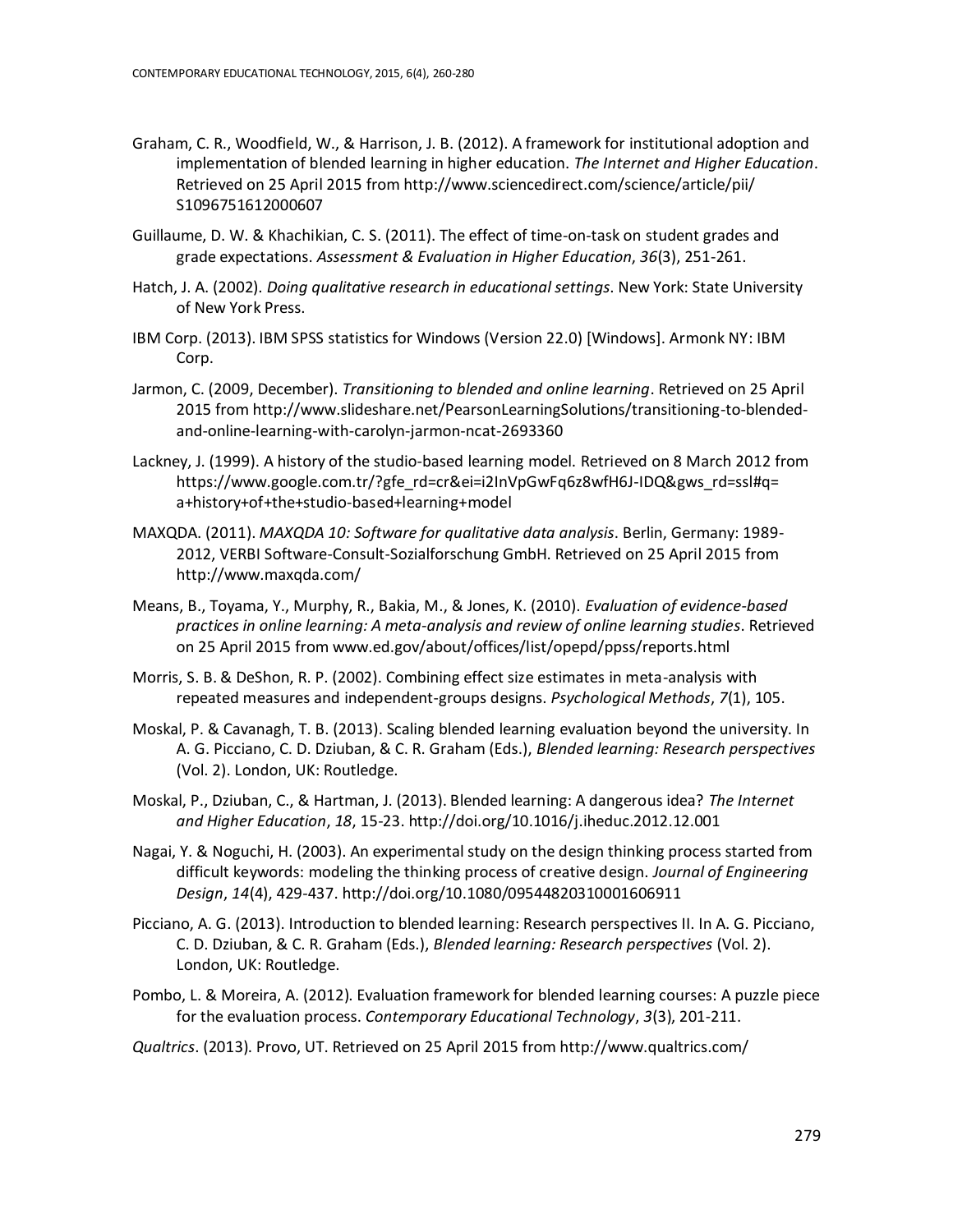Graham, C. R., Woodfield, W., & Harrison, J. B. (2012). A framework for institutional adoption and implementation of blended learning in higher education. *The Internet and Higher Education*. Retrieved on 25 April 2015 from http://www.sciencedirect.com/science/article/pii/S1096751612000607

Guillaume, D. W. & Khachikian, C. S. (2011). The effect of time-on-task on student grades and grade expectations. *Assessment & Evaluation in Higher Education*, *36*(3), 251-261.

Hatch, J. A. (2002). *Doing qualitative research in educational settings*. New York: State University of New York Press.

IBM Corp. (2013). IBM SPSS statistics for Windows (Version 22.0) [Windows]. Armonk NY: IBM Corp.

Jarmon, C. (2009, December). *Transitioning to blended and online learning*. Retrieved on 25 April 2015 from http://www.slideshare.net/PearsonLearningSolutions/transitioning-to-blended-and-online-learning-with-carolyn-jarmon-ncat-2693360

Lackney, J. (1999). A history of the studio-based learning model. Retrieved on 8 March 2012 from https://www.google.com.tr/?gfe_rd=cr&ei=i2InVpGwFq6z8wfH6J-IDQ&gws_rd=ssl#q=a+history+of+the+studio-based+learning+model

MAXQDA. (2011). *MAXQDA 10: Software for qualitative data analysis*. Berlin, Germany: 1989-2012, VERBI Software-Consult-Sozialforschung GmbH. Retrieved on 25 April 2015 from http://www.maxqda.com/

Means, B., Toyama, Y., Murphy, R., Bakia, M., & Jones, K. (2010). *Evaluation of evidence-based practices in online learning: A meta-analysis and review of online learning studies*. Retrieved on 25 April 2015 from www.ed.gov/about/offices/list/opepd/ppss/reports.html

Morris, S. B. & DeShon, R. P. (2002). Combining effect size estimates in meta-analysis with repeated measures and independent-groups designs. *Psychological Methods*, *7*(1), 105.

Moskal, P. & Cavanagh, T. B. (2013). Scaling blended learning evaluation beyond the university. In A. G. Picciano, C. D. Dziuban, & C. R. Graham (Eds.), *Blended learning: Research perspectives* (Vol. 2). London, UK: Routledge.

Moskal, P., Dziuban, C., & Hartman, J. (2013). Blended learning: A dangerous idea? *The Internet and Higher Education*, *18*, 15-23. http://doi.org/10.1016/j.iheduc.2012.12.001

Nagai, Y. & Noguchi, H. (2003). An experimental study on the design thinking process started from difficult keywords: modeling the thinking process of creative design. *Journal of Engineering Design*, *14*(4), 429-437. http://doi.org/10.1080/09544820310001606911

Picciano, A. G. (2013). Introduction to blended learning: Research perspectives II. In A. G. Picciano, C. D. Dziuban, & C. R. Graham (Eds.), *Blended learning: Research perspectives* (Vol. 2). London, UK: Routledge.

Pombo, L. & Moreira, A. (2012). Evaluation framework for blended learning courses: A puzzle piece for the evaluation process. *Contemporary Educational Technology*, *3*(3), 201-211.

*Qualtrics*. (2013). Provo, UT. Retrieved on 25 April 2015 from http://www.qualtrics.com/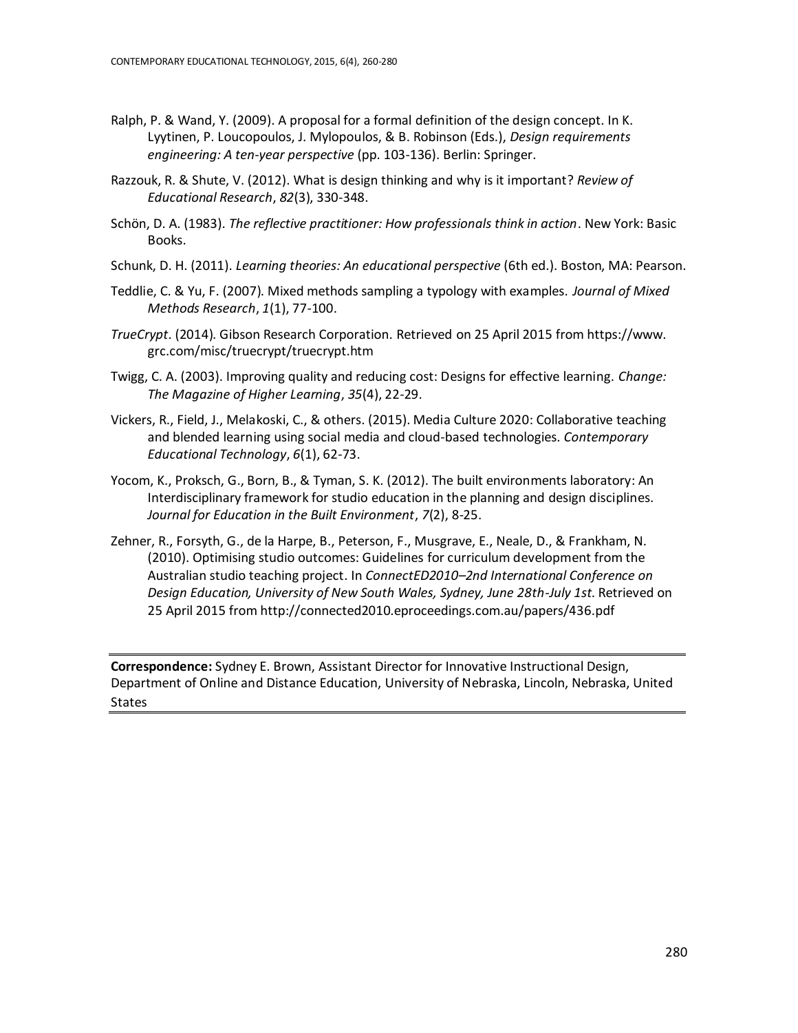Ralph, P. & Wand, Y. (2009). A proposal for a formal definition of the design concept. In K. Lyytinen, P. Loucopoulos, J. Mylopoulos, & B. Robinson (Eds.), *Design requirements engineering: A ten-year perspective* (pp. 103-136). Berlin: Springer.

Razzouk, R. & Shute, V. (2012). What is design thinking and why is it important? *Review of Educational Research*, *82*(3), 330-348.

Schön, D. A. (1983). *The reflective practitioner: How professionals think in action*. New York: Basic Books.

Schunk, D. H. (2011). *Learning theories: An educational perspective* (6th ed.). Boston, MA: Pearson.

Teddlie, C. & Yu, F. (2007). Mixed methods sampling a typology with examples. *Journal of Mixed Methods Research*, *1*(1), 77-100.

*TrueCrypt*. (2014). Gibson Research Corporation. Retrieved on 25 April 2015 from https://www.grc.com/misc/truecrypt/truecrypt.htm

Twigg, C. A. (2003). Improving quality and reducing cost: Designs for effective learning. *Change: The Magazine of Higher Learning*, *35*(4), 22-29.

Vickers, R., Field, J., Melakoski, C., & others. (2015). Media Culture 2020: Collaborative teaching and blended learning using social media and cloud-based technologies. *Contemporary Educational Technology*, *6*(1), 62-73.

Yocom, K., Proksch, G., Born, B., & Tyman, S. K. (2012). The built environments laboratory: An Interdisciplinary framework for studio education in the planning and design disciplines. *Journal for Education in the Built Environment*, *7*(2), 8-25.

Zehner, R., Forsyth, G., de la Harpe, B., Peterson, F., Musgrave, E., Neale, D., & Frankham, N. (2010). Optimising studio outcomes: Guidelines for curriculum development from the Australian studio teaching project. In *ConnectED2010–2nd International Conference on Design Education, University of New South Wales, Sydney, June 28th-July 1st*. Retrieved on 25 April 2015 from http://connected2010.eproceedings.com.au/papers/436.pdf

---

**Correspondence:** Sydney E. Brown, Assistant Director for Innovative Instructional Design, Department of Online and Distance Education, University of Nebraska, Lincoln, Nebraska, United States